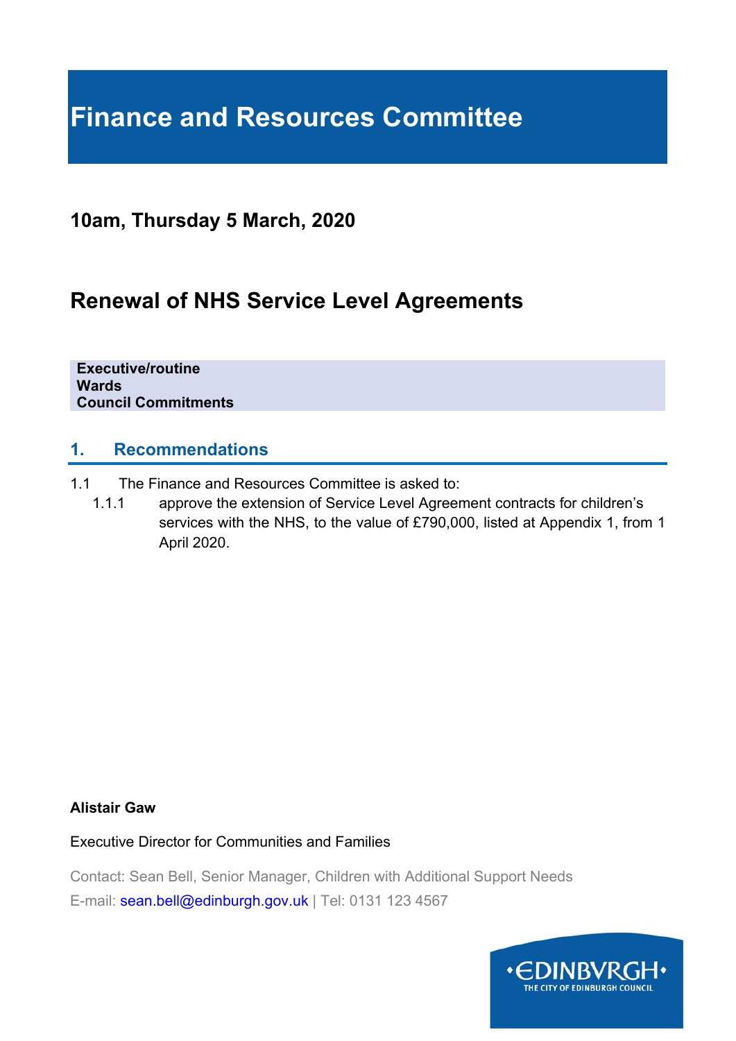# Finance and Resources Committee

## 10am, Thursday 5 March, 2020

## Renewal of NHS Service Level Agreements

**Executive/routine**
**Wards**
**Council Commitments**

## 1. Recommendations

1.1 The Finance and Resources Committee is asked to:

1.1.1 approve the extension of Service Level Agreement contracts for children's services with the NHS, to the value of £790,000, listed at Appendix 1, from 1 April 2020.

**Alistair Gaw**

Executive Director for Communities and Families

Contact: Sean Bell, Senior Manager, Children with Additional Support Needs

E-mail: sean.bell@edinburgh.gov.uk | Tel: 0131 123 4567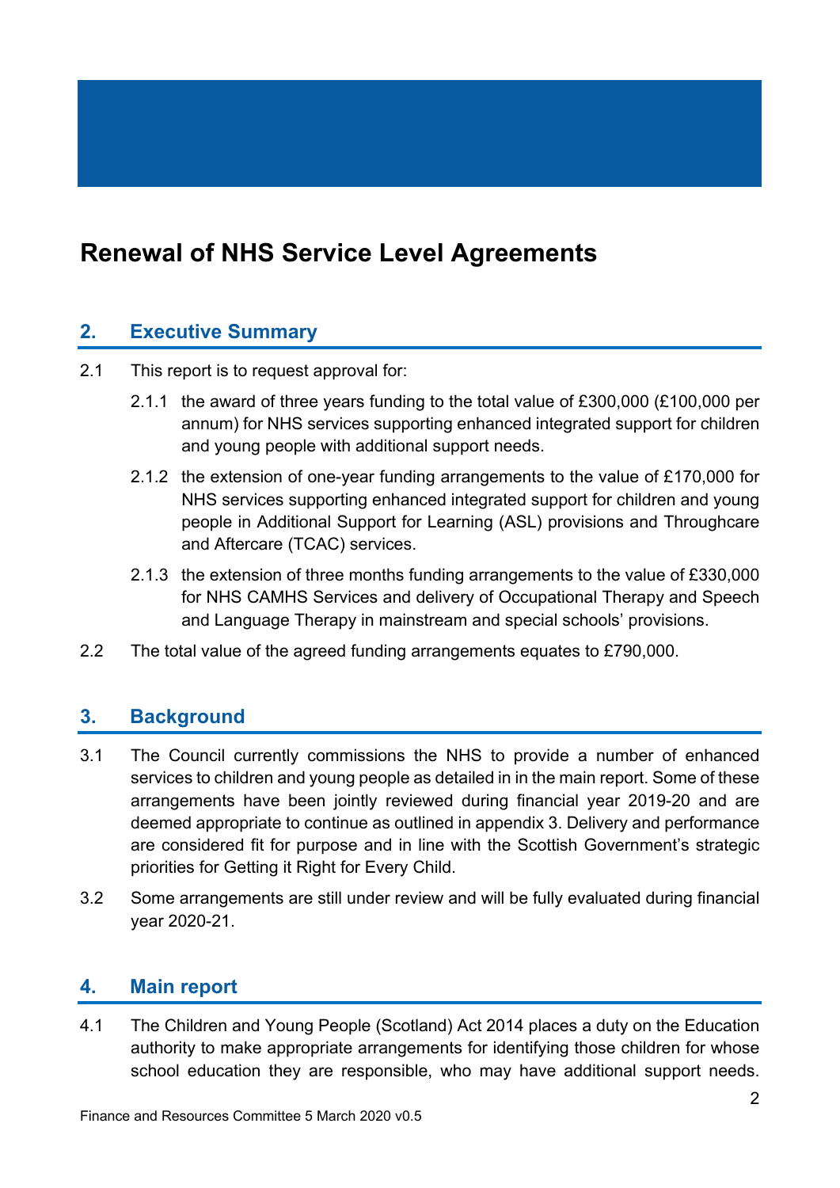# Renewal of NHS Service Level Agreements

## 2. Executive Summary

2.1 This report is to request approval for:

2.1.1 the award of three years funding to the total value of £300,000 (£100,000 per annum) for NHS services supporting enhanced integrated support for children and young people with additional support needs.

2.1.2 the extension of one-year funding arrangements to the value of £170,000 for NHS services supporting enhanced integrated support for children and young people in Additional Support for Learning (ASL) provisions and Throughcare and Aftercare (TCAC) services.

2.1.3 the extension of three months funding arrangements to the value of £330,000 for NHS CAMHS Services and delivery of Occupational Therapy and Speech and Language Therapy in mainstream and special schools' provisions.

2.2 The total value of the agreed funding arrangements equates to £790,000.

## 3. Background

3.1 The Council currently commissions the NHS to provide a number of enhanced services to children and young people as detailed in in the main report. Some of these arrangements have been jointly reviewed during financial year 2019-20 and are deemed appropriate to continue as outlined in appendix 3. Delivery and performance are considered fit for purpose and in line with the Scottish Government's strategic priorities for Getting it Right for Every Child.

3.2 Some arrangements are still under review and will be fully evaluated during financial year 2020-21.

## 4. Main report

4.1 The Children and Young People (Scotland) Act 2014 places a duty on the Education authority to make appropriate arrangements for identifying those children for whose school education they are responsible, who may have additional support needs.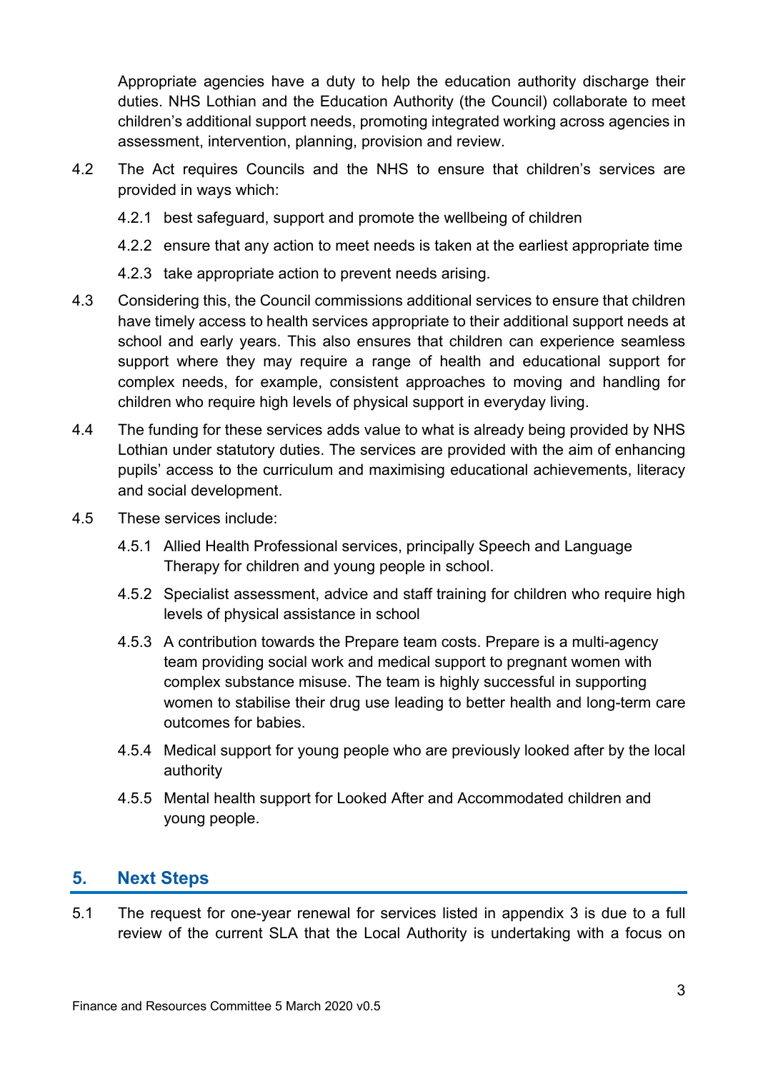Appropriate agencies have a duty to help the education authority discharge their duties. NHS Lothian and the Education Authority (the Council) collaborate to meet children's additional support needs, promoting integrated working across agencies in assessment, intervention, planning, provision and review.

4.2 The Act requires Councils and the NHS to ensure that children's services are provided in ways which:

4.2.1 best safeguard, support and promote the wellbeing of children

4.2.2 ensure that any action to meet needs is taken at the earliest appropriate time

4.2.3 take appropriate action to prevent needs arising.

4.3 Considering this, the Council commissions additional services to ensure that children have timely access to health services appropriate to their additional support needs at school and early years. This also ensures that children can experience seamless support where they may require a range of health and educational support for complex needs, for example, consistent approaches to moving and handling for children who require high levels of physical support in everyday living.

4.4 The funding for these services adds value to what is already being provided by NHS Lothian under statutory duties. The services are provided with the aim of enhancing pupils' access to the curriculum and maximising educational achievements, literacy and social development.

4.5 These services include:

4.5.1 Allied Health Professional services, principally Speech and Language Therapy for children and young people in school.

4.5.2 Specialist assessment, advice and staff training for children who require high levels of physical assistance in school

4.5.3 A contribution towards the Prepare team costs. Prepare is a multi-agency team providing social work and medical support to pregnant women with complex substance misuse. The team is highly successful in supporting women to stabilise their drug use leading to better health and long-term care outcomes for babies.

4.5.4 Medical support for young people who are previously looked after by the local authority

4.5.5 Mental health support for Looked After and Accommodated children and young people.

## 5. Next Steps

5.1 The request for one-year renewal for services listed in appendix 3 is due to a full review of the current SLA that the Local Authority is undertaking with a focus on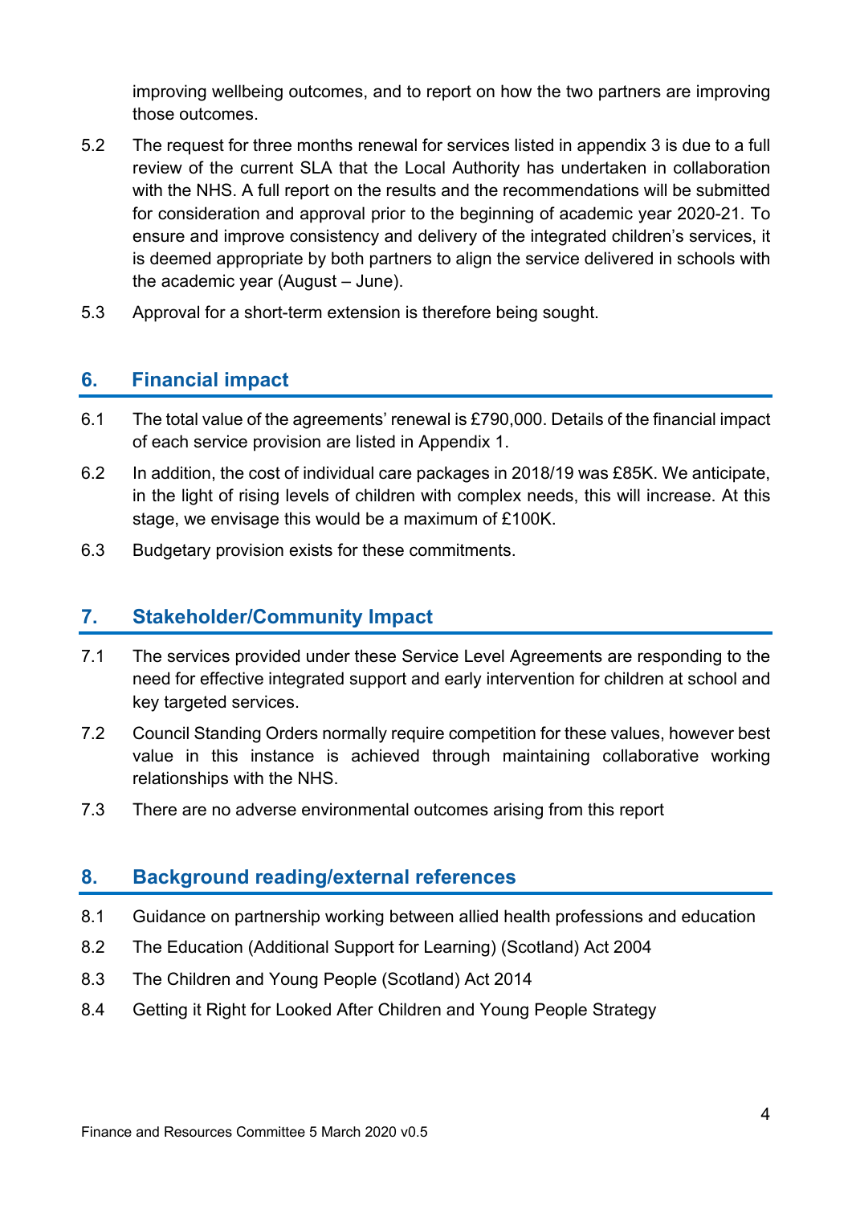improving wellbeing outcomes, and to report on how the two partners are improving those outcomes.

5.2 The request for three months renewal for services listed in appendix 3 is due to a full review of the current SLA that the Local Authority has undertaken in collaboration with the NHS. A full report on the results and the recommendations will be submitted for consideration and approval prior to the beginning of academic year 2020-21. To ensure and improve consistency and delivery of the integrated children's services, it is deemed appropriate by both partners to align the service delivered in schools with the academic year (August – June).

5.3 Approval for a short-term extension is therefore being sought.

## 6. Financial impact

6.1 The total value of the agreements' renewal is £790,000. Details of the financial impact of each service provision are listed in Appendix 1.

6.2 In addition, the cost of individual care packages in 2018/19 was £85K. We anticipate, in the light of rising levels of children with complex needs, this will increase. At this stage, we envisage this would be a maximum of £100K.

6.3 Budgetary provision exists for these commitments.

## 7. Stakeholder/Community Impact

7.1 The services provided under these Service Level Agreements are responding to the need for effective integrated support and early intervention for children at school and key targeted services.

7.2 Council Standing Orders normally require competition for these values, however best value in this instance is achieved through maintaining collaborative working relationships with the NHS.

7.3 There are no adverse environmental outcomes arising from this report

## 8. Background reading/external references

8.1 Guidance on partnership working between allied health professions and education

8.2 The Education (Additional Support for Learning) (Scotland) Act 2004

8.3 The Children and Young People (Scotland) Act 2014

8.4 Getting it Right for Looked After Children and Young People Strategy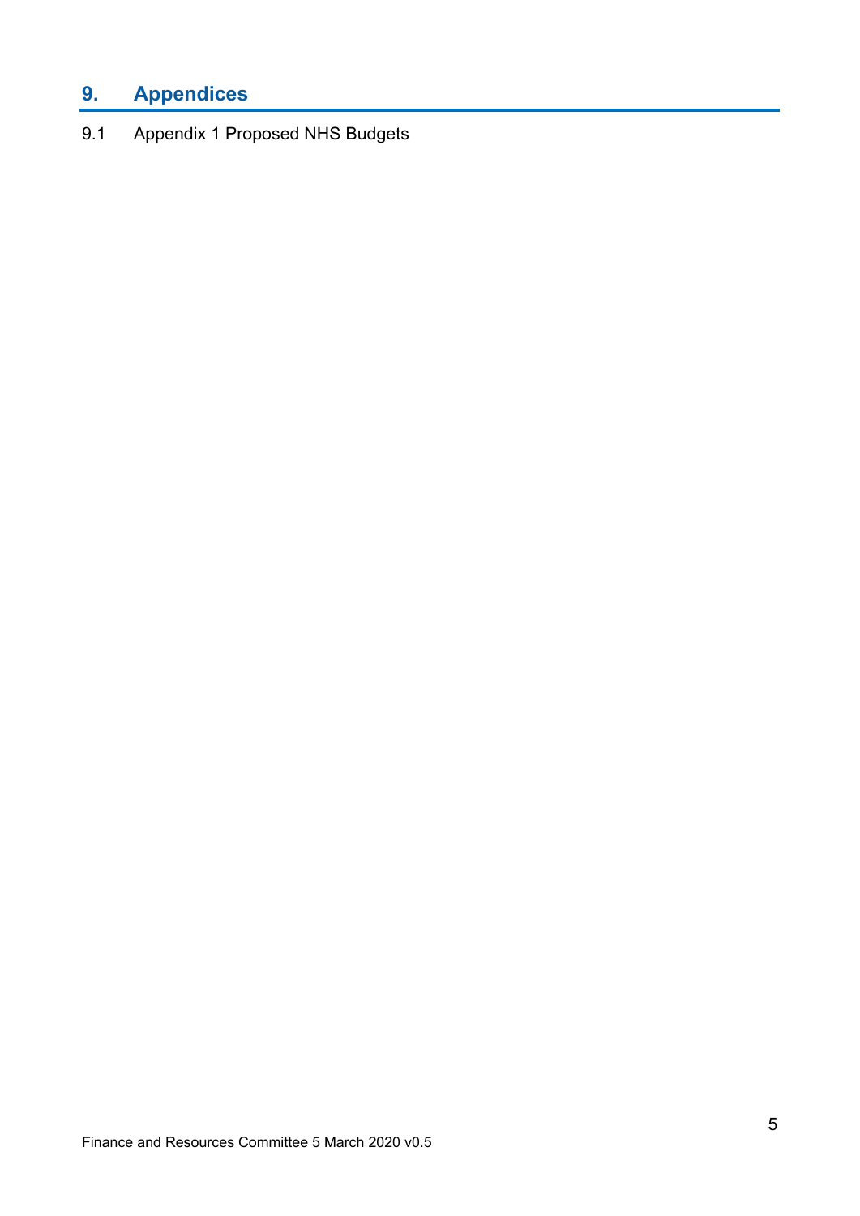## 9. Appendices

9.1 Appendix 1 Proposed NHS Budgets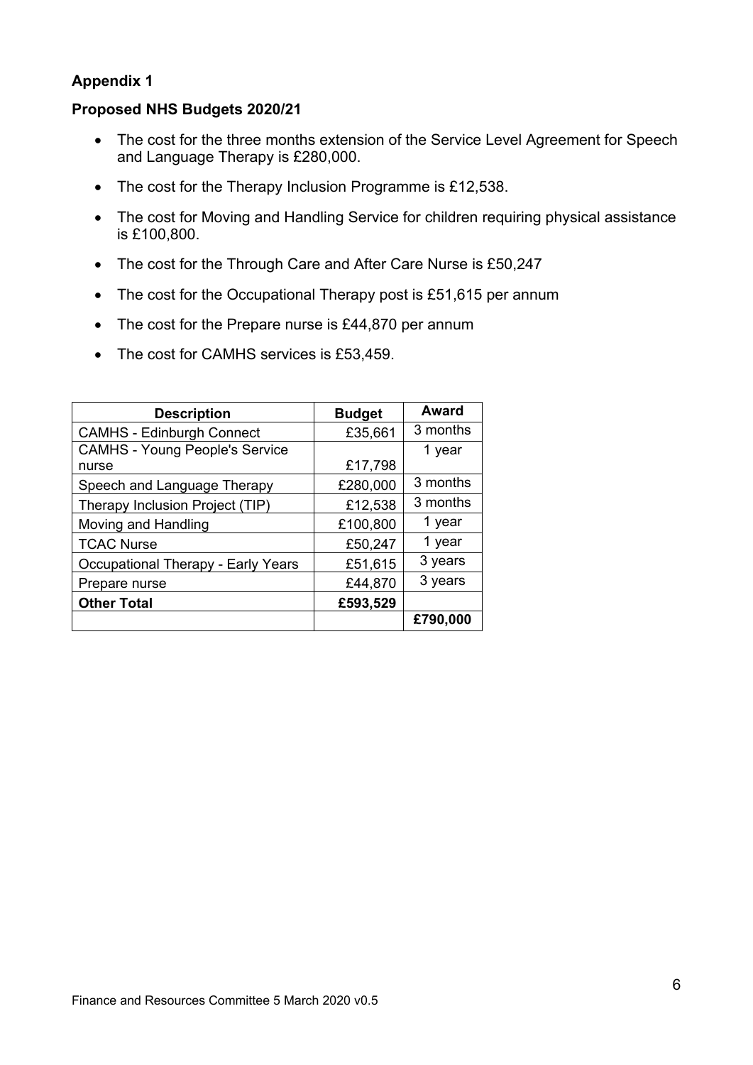**Appendix 1**

**Proposed NHS Budgets 2020/21**

- The cost for the three months extension of the Service Level Agreement for Speech and Language Therapy is £280,000.
- The cost for the Therapy Inclusion Programme is £12,538.
- The cost for Moving and Handling Service for children requiring physical assistance is £100,800.
- The cost for the Through Care and After Care Nurse is £50,247
- The cost for the Occupational Therapy post is £51,615 per annum
- The cost for the Prepare nurse is £44,870 per annum
- The cost for CAMHS services is £53,459.

| Description | Budget | Award |
|---|---|---|
| CAMHS - Edinburgh Connect | £35,661 | 3 months |
| CAMHS - Young People's Service nurse | £17,798 | 1 year |
| Speech and Language Therapy | £280,000 | 3 months |
| Therapy Inclusion Project (TIP) | £12,538 | 3 months |
| Moving and Handling | £100,800 | 1 year |
| TCAC Nurse | £50,247 | 1 year |
| Occupational Therapy - Early Years | £51,615 | 3 years |
| Prepare nurse | £44,870 | 3 years |
| **Other Total** | **£593,529** | |
| | | **£790,000** |

Finance and Resources Committee 5 March 2020 v0.5